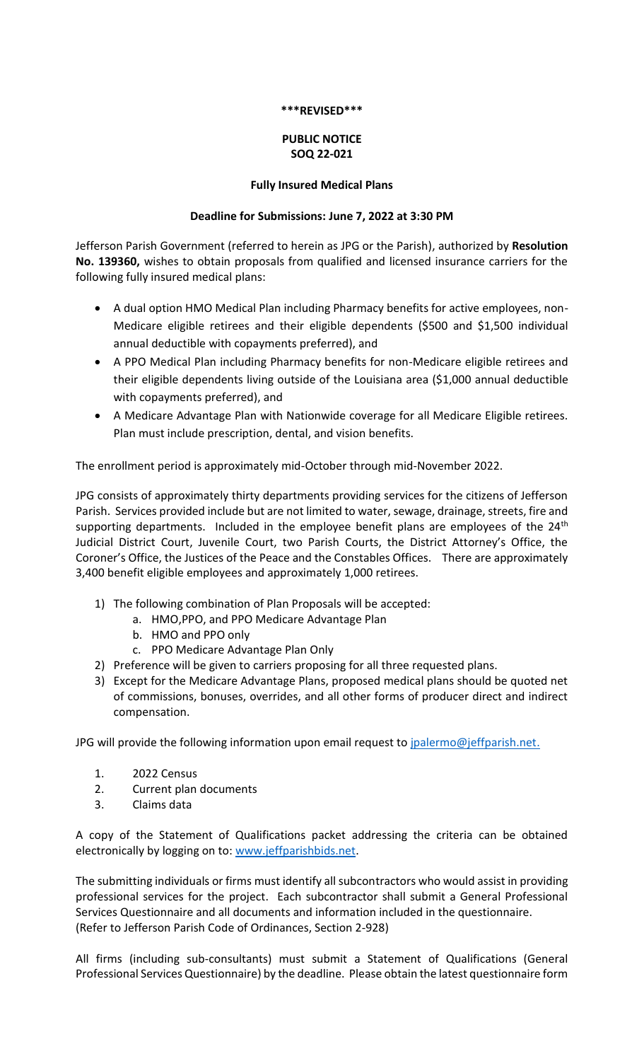**\*\*\*REVISED\*\*\***

**PUBLIC NOTICE**
**SOQ 22-021**

**Fully Insured Medical Plans**

**Deadline for Submissions: June 7, 2022 at 3:30 PM**

Jefferson Parish Government (referred to herein as JPG or the Parish), authorized by **Resolution No. 139360,** wishes to obtain proposals from qualified and licensed insurance carriers for the following fully insured medical plans:

- A dual option HMO Medical Plan including Pharmacy benefits for active employees, non-Medicare eligible retirees and their eligible dependents ($500 and $1,500 individual annual deductible with copayments preferred), and
- A PPO Medical Plan including Pharmacy benefits for non-Medicare eligible retirees and their eligible dependents living outside of the Louisiana area ($1,000 annual deductible with copayments preferred), and
- A Medicare Advantage Plan with Nationwide coverage for all Medicare Eligible retirees. Plan must include prescription, dental, and vision benefits.

The enrollment period is approximately mid-October through mid-November 2022.

JPG consists of approximately thirty departments providing services for the citizens of Jefferson Parish. Services provided include but are not limited to water, sewage, drainage, streets, fire and supporting departments. Included in the employee benefit plans are employees of the 24th Judicial District Court, Juvenile Court, two Parish Courts, the District Attorney's Office, the Coroner's Office, the Justices of the Peace and the Constables Offices. There are approximately 3,400 benefit eligible employees and approximately 1,000 retirees.

1) The following combination of Plan Proposals will be accepted:
   a. HMO,PPO, and PPO Medicare Advantage Plan
   b. HMO and PPO only
   c. PPO Medicare Advantage Plan Only
2) Preference will be given to carriers proposing for all three requested plans.
3) Except for the Medicare Advantage Plans, proposed medical plans should be quoted net of commissions, bonuses, overrides, and all other forms of producer direct and indirect compensation.

JPG will provide the following information upon email request to jpalermo@jeffparish.net.

1. 2022 Census
2. Current plan documents
3. Claims data

A copy of the Statement of Qualifications packet addressing the criteria can be obtained electronically by logging on to: www.jeffparishbids.net.

The submitting individuals or firms must identify all subcontractors who would assist in providing professional services for the project. Each subcontractor shall submit a General Professional Services Questionnaire and all documents and information included in the questionnaire. (Refer to Jefferson Parish Code of Ordinances, Section 2-928)

All firms (including sub-consultants) must submit a Statement of Qualifications (General Professional Services Questionnaire) by the deadline. Please obtain the latest questionnaire form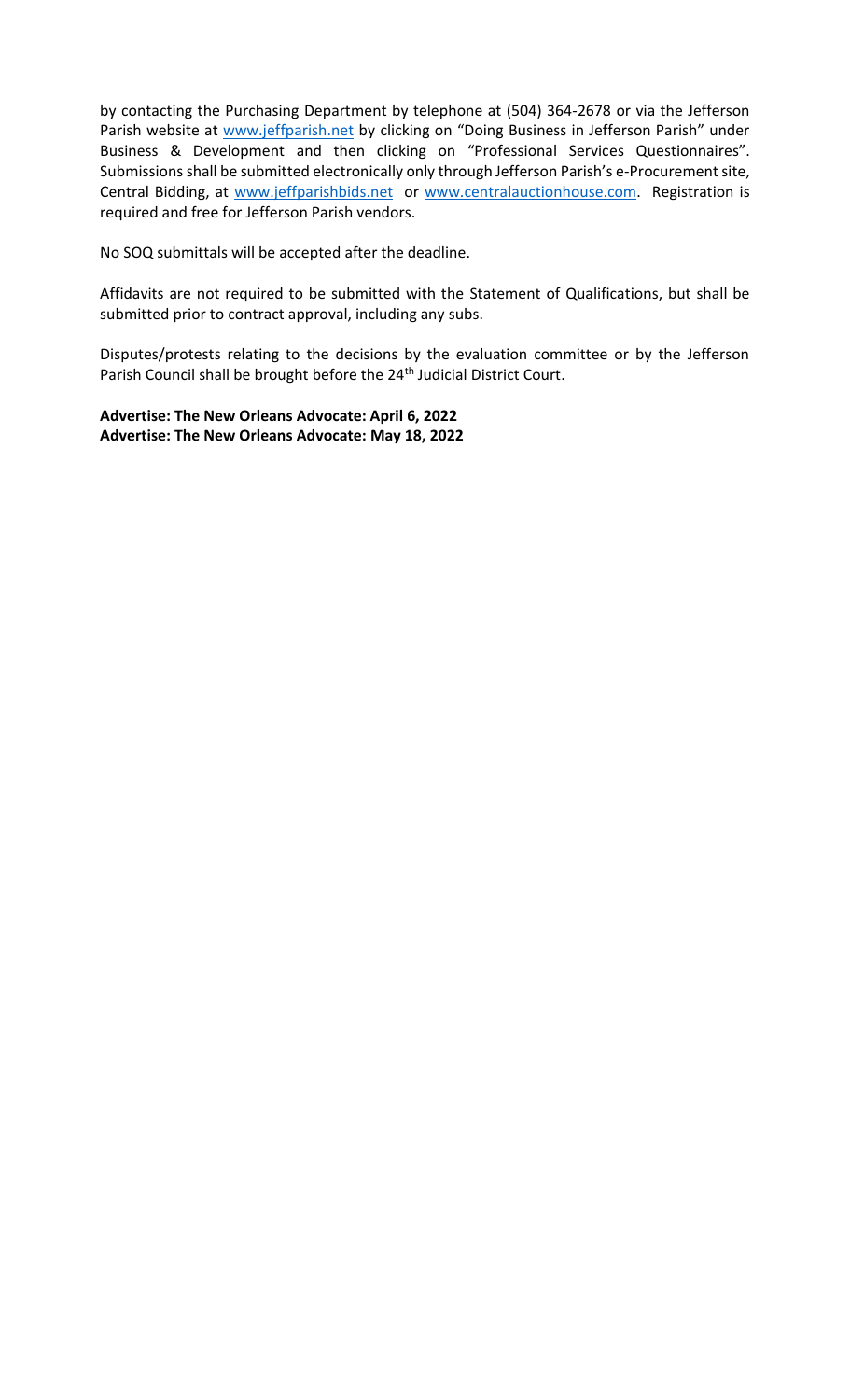by contacting the Purchasing Department by telephone at (504) 364-2678 or via the Jefferson Parish website at www.jeffparish.net by clicking on "Doing Business in Jefferson Parish" under Business & Development and then clicking on "Professional Services Questionnaires". Submissions shall be submitted electronically only through Jefferson Parish's e-Procurement site, Central Bidding, at www.jeffparishbids.net or www.centralauctionhouse.com. Registration is required and free for Jefferson Parish vendors.

No SOQ submittals will be accepted after the deadline.

Affidavits are not required to be submitted with the Statement of Qualifications, but shall be submitted prior to contract approval, including any subs.

Disputes/protests relating to the decisions by the evaluation committee or by the Jefferson Parish Council shall be brought before the 24th Judicial District Court.

**Advertise: The New Orleans Advocate: April 6, 2022**
**Advertise: The New Orleans Advocate: May 18, 2022**